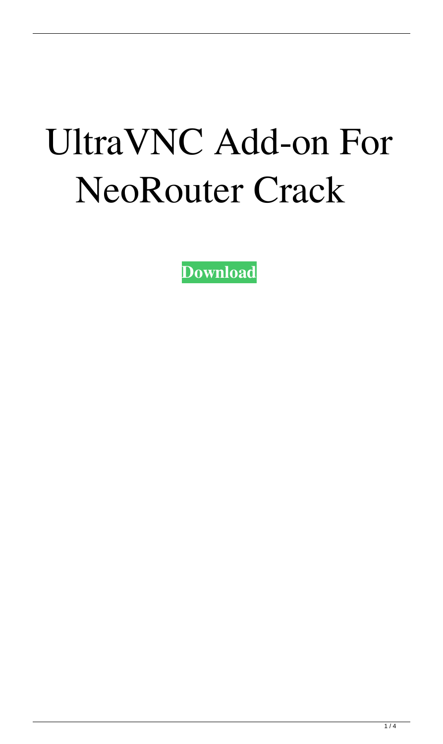# UltraVNC Add-on For NeoRouter Crack

**Download**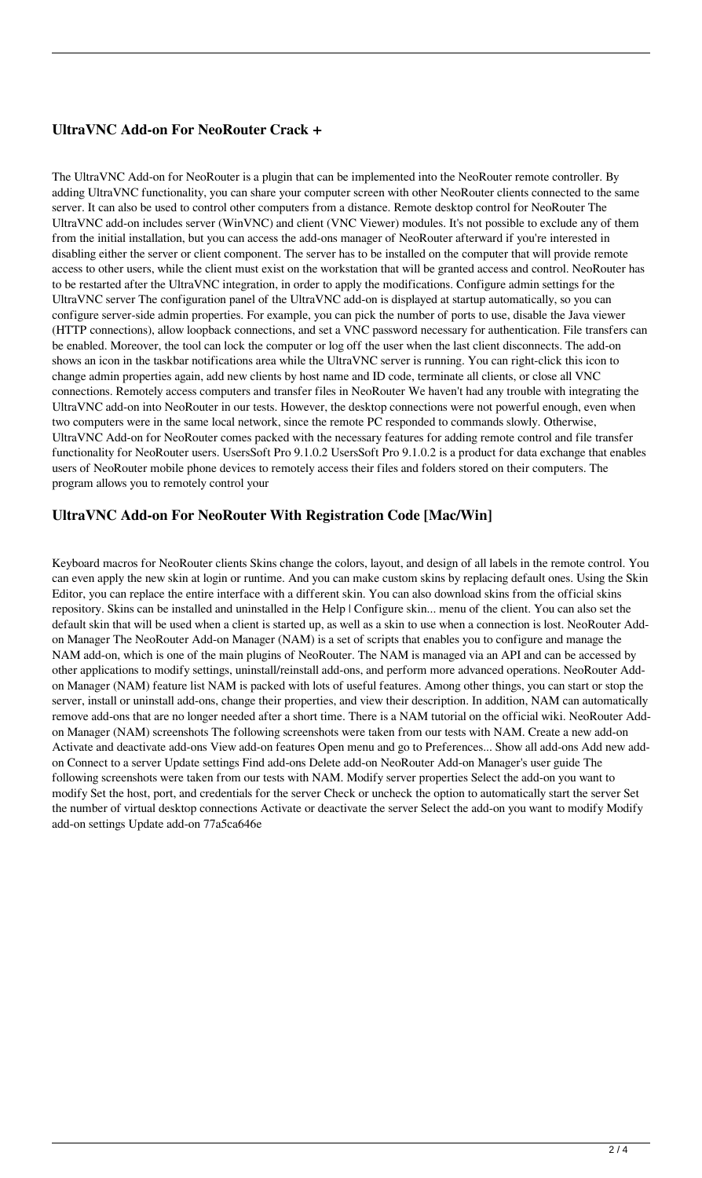## UltraVNC Add-on For NeoRouter Crack +

The UltraVNC Add-on for NeoRouter is a plugin that can be implemented into the NeoRouter remote controller. By adding UltraVNC functionality, you can share your computer screen with other NeoRouter clients connected to the same server. It can also be used to control other computers from a distance. Remote desktop control for NeoRouter The UltraVNC add-on includes server (WinVNC) and client (VNC Viewer) modules. It's not possible to exclude any of them from the initial installation, but you can access the add-ons manager of NeoRouter afterward if you're interested in disabling either the server or client component. The server has to be installed on the computer that will provide remote access to other users, while the client must exist on the workstation that will be granted access and control. NeoRouter has to be restarted after the UltraVNC integration, in order to apply the modifications. Configure admin settings for the UltraVNC server The configuration panel of the UltraVNC add-on is displayed at startup automatically, so you can configure server-side admin properties. For example, you can pick the number of ports to use, disable the Java viewer (HTTP connections), allow loopback connections, and set a VNC password necessary for authentication. File transfers can be enabled. Moreover, the tool can lock the computer or log off the user when the last client disconnects. The add-on shows an icon in the taskbar notifications area while the UltraVNC server is running. You can right-click this icon to change admin properties again, add new clients by host name and ID code, terminate all clients, or close all VNC connections. Remotely access computers and transfer files in NeoRouter We haven't had any trouble with integrating the UltraVNC add-on into NeoRouter in our tests. However, the desktop connections were not powerful enough, even when two computers were in the same local network, since the remote PC responded to commands slowly. Otherwise, UltraVNC Add-on for NeoRouter comes packed with the necessary features for adding remote control and file transfer functionality for NeoRouter users. UsersSoft Pro 9.1.0.2 UsersSoft Pro 9.1.0.2 is a product for data exchange that enables users of NeoRouter mobile phone devices to remotely access their files and folders stored on their computers. The program allows you to remotely control your

## UltraVNC Add-on For NeoRouter With Registration Code [Mac/Win]

Keyboard macros for NeoRouter clients Skins change the colors, layout, and design of all labels in the remote control. You can even apply the new skin at login or runtime. And you can make custom skins by replacing default ones. Using the Skin Editor, you can replace the entire interface with a different skin. You can also download skins from the official skins repository. Skins can be installed and uninstalled in the Help | Configure skin... menu of the client. You can also set the default skin that will be used when a client is started up, as well as a skin to use when a connection is lost. NeoRouter Add-on Manager The NeoRouter Add-on Manager (NAM) is a set of scripts that enables you to configure and manage the NAM add-on, which is one of the main plugins of NeoRouter. The NAM is managed via an API and can be accessed by other applications to modify settings, uninstall/reinstall add-ons, and perform more advanced operations. NeoRouter Add-on Manager (NAM) feature list NAM is packed with lots of useful features. Among other things, you can start or stop the server, install or uninstall add-ons, change their properties, and view their description. In addition, NAM can automatically remove add-ons that are no longer needed after a short time. There is a NAM tutorial on the official wiki. NeoRouter Add-on Manager (NAM) screenshots The following screenshots were taken from our tests with NAM. Create a new add-on Activate and deactivate add-ons View add-on features Open menu and go to Preferences... Show all add-ons Add new add-on Connect to a server Update settings Find add-ons Delete add-on NeoRouter Add-on Manager's user guide The following screenshots were taken from our tests with NAM. Modify server properties Select the add-on you want to modify Set the host, port, and credentials for the server Check or uncheck the option to automatically start the server Set the number of virtual desktop connections Activate or deactivate the server Select the add-on you want to modify Modify add-on settings Update add-on 77a5ca646e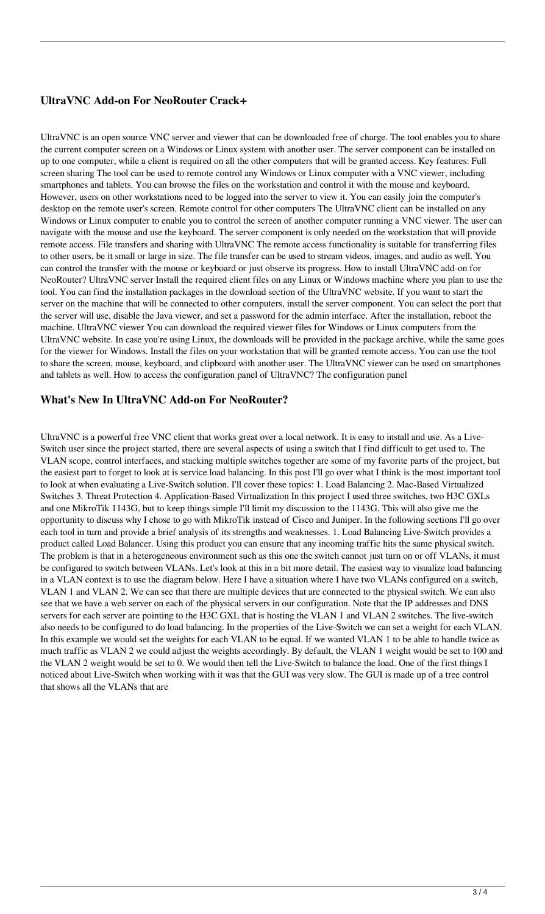## UltraVNC Add-on For NeoRouter Crack+

UltraVNC is an open source VNC server and viewer that can be downloaded free of charge. The tool enables you to share the current computer screen on a Windows or Linux system with another user. The server component can be installed on up to one computer, while a client is required on all the other computers that will be granted access. Key features: Full screen sharing The tool can be used to remote control any Windows or Linux computer with a VNC viewer, including smartphones and tablets. You can browse the files on the workstation and control it with the mouse and keyboard. However, users on other workstations need to be logged into the server to view it. You can easily join the computer's desktop on the remote user's screen. Remote control for other computers The UltraVNC client can be installed on any Windows or Linux computer to enable you to control the screen of another computer running a VNC viewer. The user can navigate with the mouse and use the keyboard. The server component is only needed on the workstation that will provide remote access. File transfers and sharing with UltraVNC The remote access functionality is suitable for transferring files to other users, be it small or large in size. The file transfer can be used to stream videos, images, and audio as well. You can control the transfer with the mouse or keyboard or just observe its progress. How to install UltraVNC add-on for NeoRouter? UltraVNC server Install the required client files on any Linux or Windows machine where you plan to use the tool. You can find the installation packages in the download section of the UltraVNC website. If you want to start the server on the machine that will be connected to other computers, install the server component. You can select the port that the server will use, disable the Java viewer, and set a password for the admin interface. After the installation, reboot the machine. UltraVNC viewer You can download the required viewer files for Windows or Linux computers from the UltraVNC website. In case you're using Linux, the downloads will be provided in the package archive, while the same goes for the viewer for Windows. Install the files on your workstation that will be granted remote access. You can use the tool to share the screen, mouse, keyboard, and clipboard with another user. The UltraVNC viewer can be used on smartphones and tablets as well. How to access the configuration panel of UltraVNC? The configuration panel

## What's New In UltraVNC Add-on For NeoRouter?

UltraVNC is a powerful free VNC client that works great over a local network. It is easy to install and use. As a Live-Switch user since the project started, there are several aspects of using a switch that I find difficult to get used to. The VLAN scope, control interfaces, and stacking multiple switches together are some of my favorite parts of the project, but the easiest part to forget to look at is service load balancing. In this post I'll go over what I think is the most important tool to look at when evaluating a Live-Switch solution. I'll cover these topics: 1. Load Balancing 2. Mac-Based Virtualized Switches 3. Threat Protection 4. Application-Based Virtualization In this project I used three switches, two H3C GXLs and one MikroTik 1143G, but to keep things simple I'll limit my discussion to the 1143G. This will also give me the opportunity to discuss why I chose to go with MikroTik instead of Cisco and Juniper. In the following sections I'll go over each tool in turn and provide a brief analysis of its strengths and weaknesses. 1. Load Balancing Live-Switch provides a product called Load Balancer. Using this product you can ensure that any incoming traffic hits the same physical switch. The problem is that in a heterogeneous environment such as this one the switch cannot just turn on or off VLANs, it must be configured to switch between VLANs. Let's look at this in a bit more detail. The easiest way to visualize load balancing in a VLAN context is to use the diagram below. Here I have a situation where I have two VLANs configured on a switch, VLAN 1 and VLAN 2. We can see that there are multiple devices that are connected to the physical switch. We can also see that we have a web server on each of the physical servers in our configuration. Note that the IP addresses and DNS servers for each server are pointing to the H3C GXL that is hosting the VLAN 1 and VLAN 2 switches. The live-switch also needs to be configured to do load balancing. In the properties of the Live-Switch we can set a weight for each VLAN. In this example we would set the weights for each VLAN to be equal. If we wanted VLAN 1 to be able to handle twice as much traffic as VLAN 2 we could adjust the weights accordingly. By default, the VLAN 1 weight would be set to 100 and the VLAN 2 weight would be set to 0. We would then tell the Live-Switch to balance the load. One of the first things I noticed about Live-Switch when working with it was that the GUI was very slow. The GUI is made up of a tree control that shows all the VLANs that are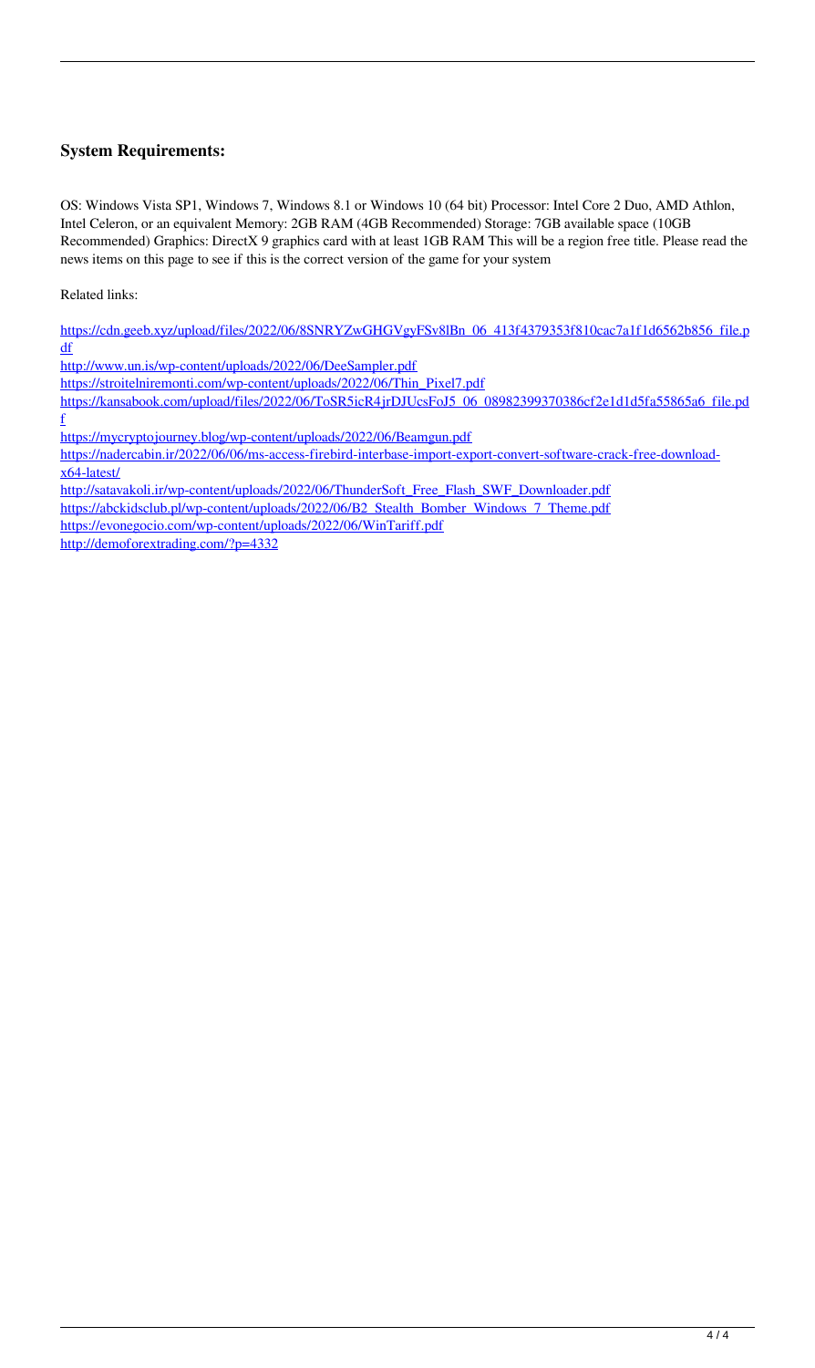## System Requirements:

OS: Windows Vista SP1, Windows 7, Windows 8.1 or Windows 10 (64 bit) Processor: Intel Core 2 Duo, AMD Athlon, Intel Celeron, or an equivalent Memory: 2GB RAM (4GB Recommended) Storage: 7GB available space (10GB Recommended) Graphics: DirectX 9 graphics card with at least 1GB RAM This will be a region free title. Please read the news items on this page to see if this is the correct version of the game for your system

Related links:

https://cdn.geeb.xyz/upload/files/2022/06/8SNRYZwGHGVgyFSv8lBn_06_413f4379353f810cac7a1f1d6562b856_file.pdf
http://www.un.is/wp-content/uploads/2022/06/DeeSampler.pdf
https://stroitelniremonti.com/wp-content/uploads/2022/06/Thin_Pixel7.pdf
https://kansabook.com/upload/files/2022/06/ToSR5icR4jrDJUcsFoJ5_06_08982399370386cf2e1d1d5fa55865a6_file.pdf
https://mycryptojourney.blog/wp-content/uploads/2022/06/Beamgun.pdf
https://nadercabin.ir/2022/06/06/ms-access-firebird-interbase-import-export-convert-software-crack-free-download-x64-latest/
http://satavakoli.ir/wp-content/uploads/2022/06/ThunderSoft_Free_Flash_SWF_Downloader.pdf
https://abckidsclub.pl/wp-content/uploads/2022/06/B2_Stealth_Bomber_Windows_7_Theme.pdf
https://evonegocio.com/wp-content/uploads/2022/06/WinTariff.pdf
http://demoforextrading.com/?p=4332